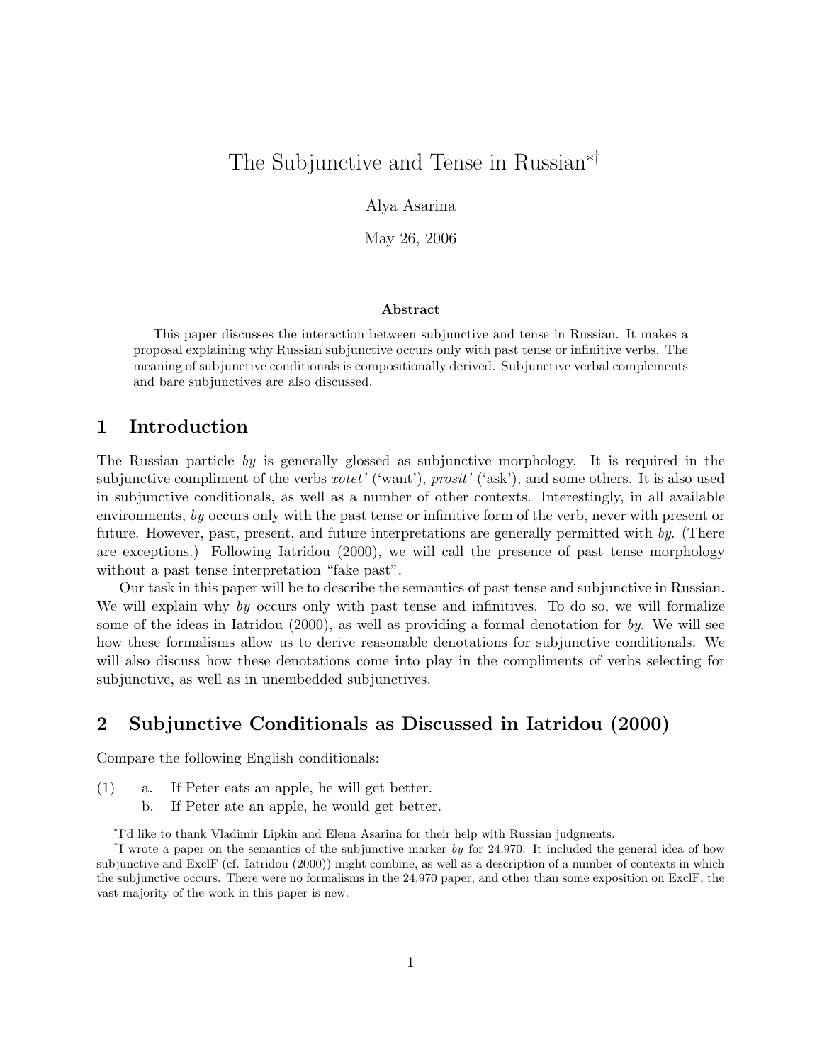# The Subjunctive and Tense in Russian[*][†]

Alya Asarina

May 26, 2006

**Abstract**

This paper discusses the interaction between subjunctive and tense in Russian. It makes a proposal explaining why Russian subjunctive occurs only with past tense or infinitive verbs. The meaning of subjunctive conditionals is compositionally derived. Subjunctive verbal complements and bare subjunctives are also discussed.

## 1 Introduction

The Russian particle *by* is generally glossed as subjunctive morphology. It is required in the subjunctive compliment of the verbs *xotet'* ('want'), *prosit'* ('ask'), and some others. It is also used in subjunctive conditionals, as well as a number of other contexts. Interestingly, in all available environments, *by* occurs only with the past tense or infinitive form of the verb, never with present or future. However, past, present, and future interpretations are generally permitted with *by*. (There are exceptions.) Following Iatridou (2000), we will call the presence of past tense morphology without a past tense interpretation "fake past".

Our task in this paper will be to describe the semantics of past tense and subjunctive in Russian. We will explain why *by* occurs only with past tense and infinitives. To do so, we will formalize some of the ideas in Iatridou (2000), as well as providing a formal denotation for *by*. We will see how these formalisms allow us to derive reasonable denotations for subjunctive conditionals. We will also discuss how these denotations come into play in the compliments of verbs selecting for subjunctive, as well as in unembedded subjunctives.

## 2 Subjunctive Conditionals as Discussed in Iatridou (2000)

Compare the following English conditionals:

(1) a. If Peter eats an apple, he will get better.
    b. If Peter ate an apple, he would get better.

---

[*] I'd like to thank Vladimir Lipkin and Elena Asarina for their help with Russian judgments.

[†] I wrote a paper on the semantics of the subjunctive marker *by* for 24.970. It included the general idea of how subjunctive and ExclF (cf. Iatridou (2000)) might combine, as well as a description of a number of contexts in which the subjunctive occurs. There were no formalisms in the 24.970 paper, and other than some exposition on ExclF, the vast majority of the work in this paper is new.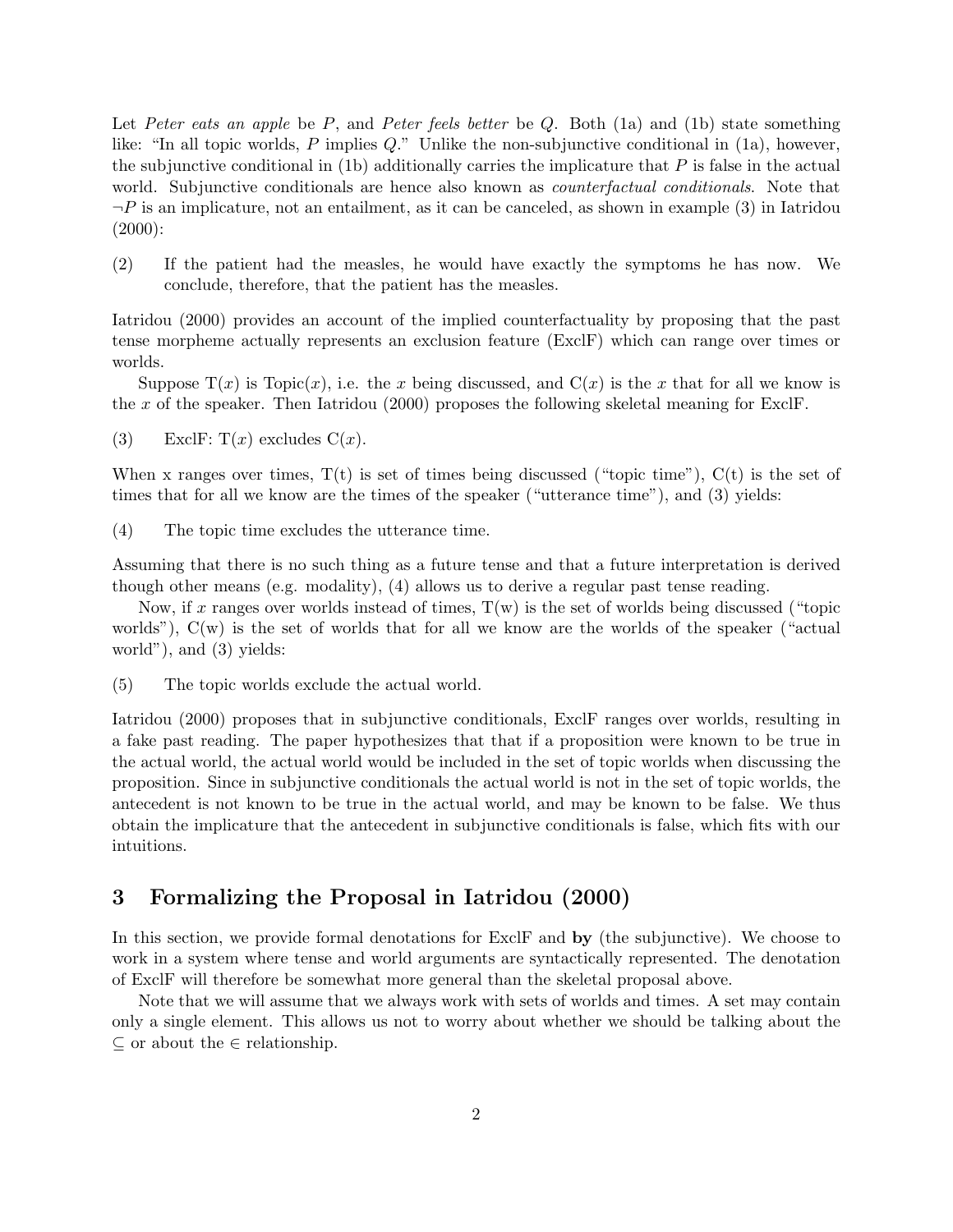Let *Peter eats an apple* be $P$, and *Peter feels better* be $Q$. Both (1a) and (1b) state something like: "In all topic worlds, $P$ implies $Q$." Unlike the non-subjunctive conditional in (1a), however, the subjunctive conditional in (1b) additionally carries the implicature that $P$ is false in the actual world. Subjunctive conditionals are hence also known as *counterfactual conditionals*. Note that $\neg P$ is an implicature, not an entailment, as it can be canceled, as shown in example (3) in Iatridou (2000):

(2) If the patient had the measles, he would have exactly the symptoms he has now. We conclude, therefore, that the patient has the measles.

Iatridou (2000) provides an account of the implied counterfactuality by proposing that the past tense morpheme actually represents an exclusion feature (ExclF) which can range over times or worlds.

Suppose T($x$) is Topic($x$), i.e. the $x$ being discussed, and C($x$) is the $x$ that for all we know is the $x$ of the speaker. Then Iatridou (2000) proposes the following skeletal meaning for ExclF.

(3) ExclF: T($x$) excludes C($x$).

When x ranges over times, T(t) is set of times being discussed ("topic time"), C(t) is the set of times that for all we know are the times of the speaker ("utterance time"), and (3) yields:

(4) The topic time excludes the utterance time.

Assuming that there is no such thing as a future tense and that a future interpretation is derived though other means (e.g. modality), (4) allows us to derive a regular past tense reading.

Now, if $x$ ranges over worlds instead of times, T(w) is the set of worlds being discussed ("topic worlds"), C(w) is the set of worlds that for all we know are the worlds of the speaker ("actual world"), and (3) yields:

(5) The topic worlds exclude the actual world.

Iatridou (2000) proposes that in subjunctive conditionals, ExclF ranges over worlds, resulting in a fake past reading. The paper hypothesizes that that if a proposition were known to be true in the actual world, the actual world would be included in the set of topic worlds when discussing the proposition. Since in subjunctive conditionals the actual world is not in the set of topic worlds, the antecedent is not known to be true in the actual world, and may be known to be false. We thus obtain the implicature that the antecedent in subjunctive conditionals is false, which fits with our intuitions.

## 3 Formalizing the Proposal in Iatridou (2000)

In this section, we provide formal denotations for ExclF and **by** (the subjunctive). We choose to work in a system where tense and world arguments are syntactically represented. The denotation of ExclF will therefore be somewhat more general than the skeletal proposal above.

Note that we will assume that we always work with sets of worlds and times. A set may contain only a single element. This allows us not to worry about whether we should be talking about the $\subseteq$ or about the $\in$ relationship.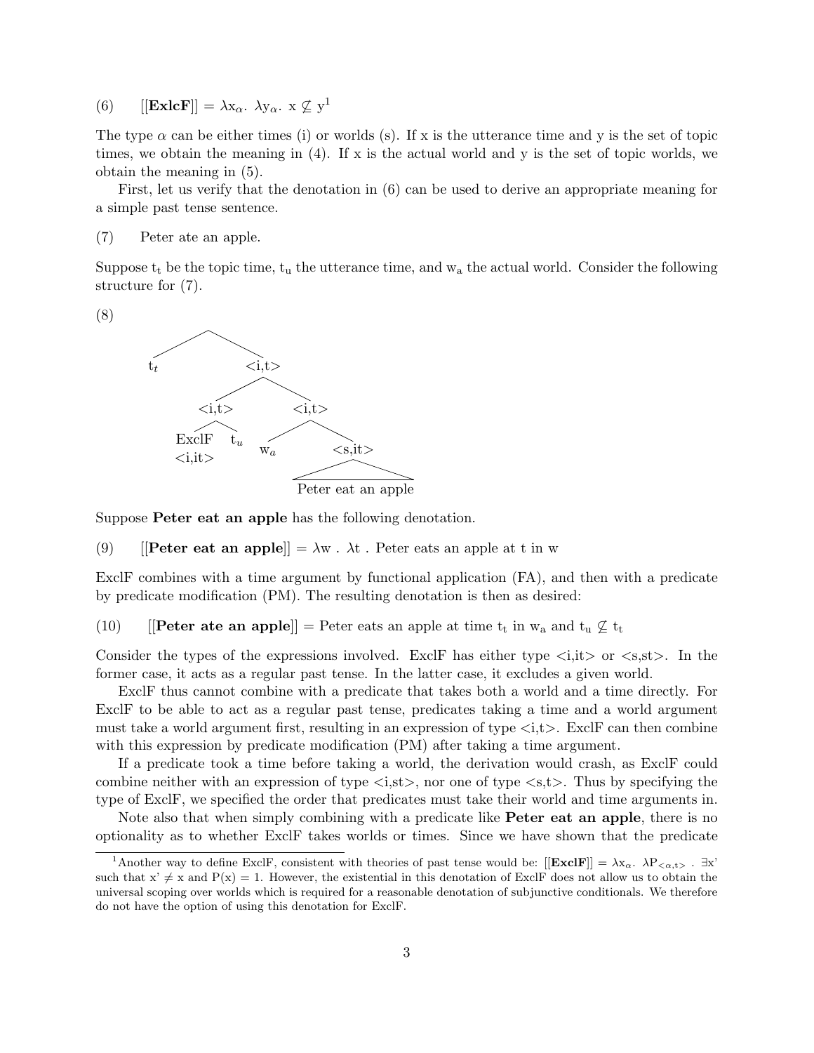(6) $[[\mathbf{ExlcF}]] = \lambda x_{\alpha}.\ \lambda y_{\alpha}.\ x \not\subseteq y$[1]

The type $\alpha$ can be either times (i) or worlds (s). If x is the utterance time and y is the set of topic times, we obtain the meaning in (4). If x is the actual world and y is the set of topic worlds, we obtain the meaning in (5).

First, let us verify that the denotation in (6) can be used to derive an appropriate meaning for a simple past tense sentence.

(7) Peter ate an apple.

Suppose $t_t$ be the topic time, $t_u$ the utterance time, and $w_a$ the actual world. Consider the following structure for (7).

(8)

```
        [ ]
       /   \
    t_t    <i,t>
          /      \
      <i,t>      <i,t>
      /   \      /    \
  ExclF   t_u  w_a   <s,it>
  <i,it>               |
               Peter eat an apple
```

Suppose **Peter eat an apple** has the following denotation.

(9) $[[\textbf{Peter eat an apple}]] = \lambda w\ .\ \lambda t\ .$ Peter eats an apple at t in w

ExclF combines with a time argument by functional application (FA), and then with a predicate by predicate modification (PM). The resulting denotation is then as desired:

(10) $[[\textbf{Peter ate an apple}]]$ = Peter eats an apple at time $t_t$ in $w_a$ and $t_u \not\subseteq t_t$

Consider the types of the expressions involved. ExclF has either type <i,it> or <s,st>. In the former case, it acts as a regular past tense. In the latter case, it excludes a given world.

ExclF thus cannot combine with a predicate that takes both a world and a time directly. For ExclF to be able to act as a regular past tense, predicates taking a time and a world argument must take a world argument first, resulting in an expression of type <i,t>. ExclF can then combine with this expression by predicate modification (PM) after taking a time argument.

If a predicate took a time before taking a world, the derivation would crash, as ExclF could combine neither with an expression of type <i,st>, nor one of type <s,t>. Thus by specifying the type of ExclF, we specified the order that predicates must take their world and time arguments in.

Note also that when simply combining with a predicate like **Peter eat an apple**, there is no optionality as to whether ExclF takes worlds or times. Since we have shown that the predicate

---

[1] Another way to define ExclF, consistent with theories of past tense would be: $[[\mathbf{ExclF}]] = \lambda x_{\alpha}.\ \lambda P_{<\alpha,t>}\ .\ \exists x'$ such that $x' \neq x$ and $P(x) = 1$. However, the existential in this denotation of ExclF does not allow us to obtain the universal scoping over worlds which is required for a reasonable denotation of subjunctive conditionals. We therefore do not have the option of using this denotation for ExclF.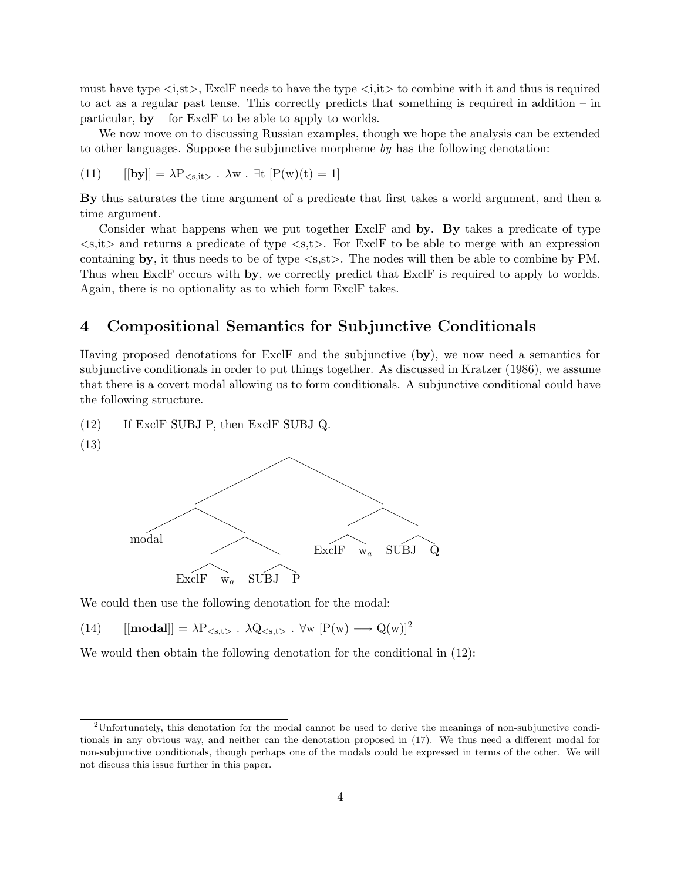must have type <i,st>, ExclF needs to have the type <i,it> to combine with it and thus is required to act as a regular past tense. This correctly predicts that something is required in addition – in particular, **by** – for ExclF to be able to apply to worlds.

We now move on to discussing Russian examples, though we hope the analysis can be extended to other languages. Suppose the subjunctive morpheme *by* has the following denotation:

(11) $[[\textbf{by}]] = \lambda P_{<s,it>} \,.\, \lambda w \,.\, \exists t\, [P(w)(t) = 1]$

**By** thus saturates the time argument of a predicate that first takes a world argument, and then a time argument.

Consider what happens when we put together ExclF and **by**. **By** takes a predicate of type <s,it> and returns a predicate of type <s,t>. For ExclF to be able to merge with an expression containing **by**, it thus needs to be of type <s,st>. The nodes will then be able to combine by PM. Thus when ExclF occurs with **by**, we correctly predict that ExclF is required to apply to worlds. Again, there is no optionality as to which form ExclF takes.

## 4 Compositional Semantics for Subjunctive Conditionals

Having proposed denotations for ExclF and the subjunctive (**by**), we now need a semantics for subjunctive conditionals in order to put things together. As discussed in Kratzer (1986), we assume that there is a covert modal allowing us to form conditionals. A subjunctive conditional could have the following structure.

(12) If ExclF SUBJ P, then ExclF SUBJ Q.

(13)

```
                    /\
                   /  \
                  /    \
                 /\     \
                /  \     /\
           modal   /\   /\  /\
                  /\ /\ ExclF w_a SUBJ Q
           ExclF w_a SUBJ P
```

We could then use the following denotation for the modal:

(14) $[[\textbf{modal}]] = \lambda P_{<s,t>} \,.\, \lambda Q_{<s,t>} \,.\, \forall w\, [P(w) \longrightarrow Q(w)]$[2]

We would then obtain the following denotation for the conditional in (12):

[2]Unfortunately, this denotation for the modal cannot be used to derive the meanings of non-subjunctive conditionals in any obvious way, and neither can the denotation proposed in (17). We thus need a different modal for non-subjunctive conditionals, though perhaps one of the modals could be expressed in terms of the other. We will not discuss this issue further in this paper.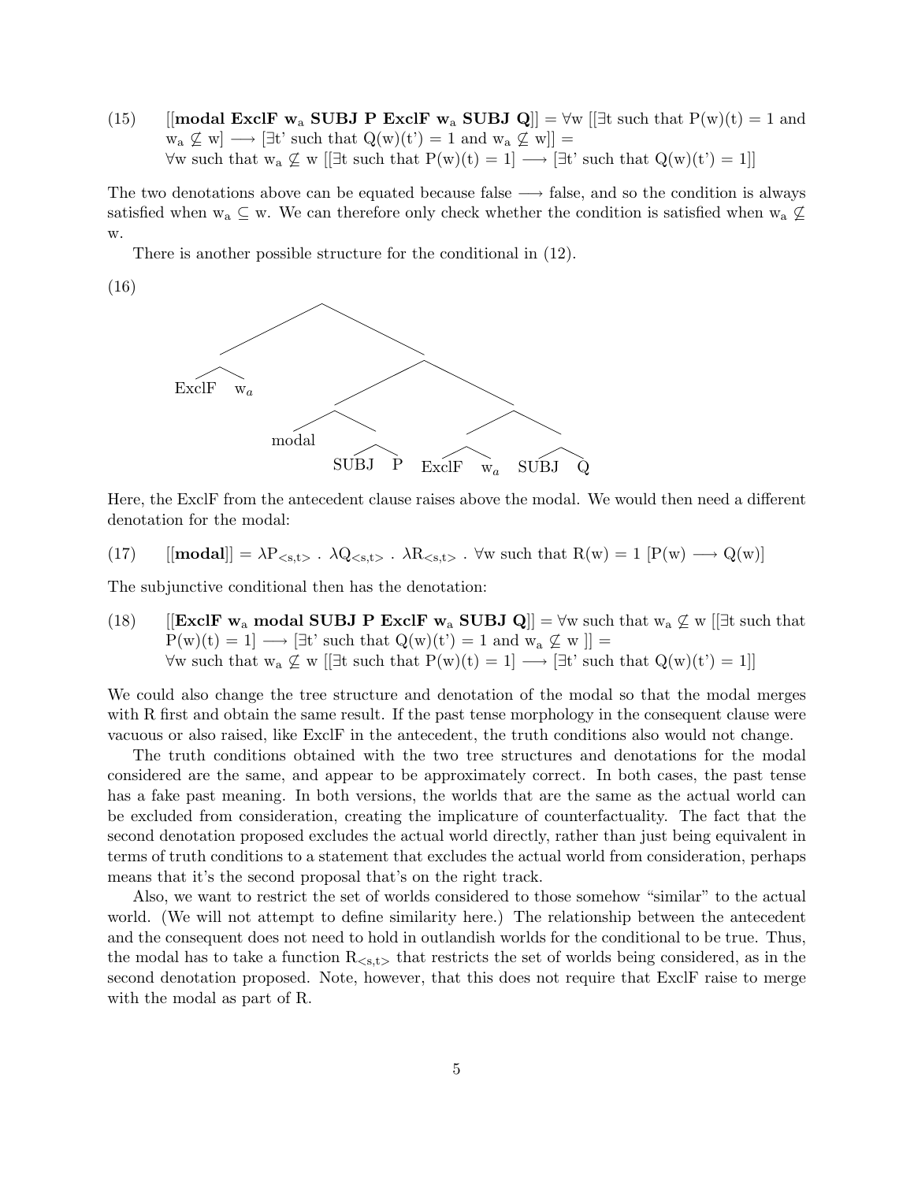(15) $[[$**modal ExclF w$_a$ SUBJ P ExclF w$_a$ SUBJ Q**$]]$ = $\forall$w [[$\exists$t such that P(w)(t) = 1 and w$_a \not\subseteq$ w] $\longrightarrow$ [$\exists$t' such that Q(w)(t') = 1 and w$_a \not\subseteq$ w]] =
$\forall$w such that w$_a \not\subseteq$ w [[$\exists$t such that P(w)(t) = 1] $\longrightarrow$ [$\exists$t' such that Q(w)(t') = 1]]

The two denotations above can be equated because false $\longrightarrow$ false, and so the condition is always satisfied when w$_a \subseteq$ w. We can therefore only check whether the condition is satisfied when w$_a \not\subseteq$ w.

There is another possible structure for the conditional in (12).

(16)

```
                 .
           /           \
   [ExclF w_a]          .
                   /          \
            [modal [SUBJ P]]   [[ExclF w_a] [SUBJ Q]]
```

Here, the ExclF from the antecedent clause raises above the modal. We would then need a different denotation for the modal:

(17) $[[$**modal**$]]$ = $\lambda P_{<s,t>}$ . $\lambda Q_{<s,t>}$ . $\lambda R_{<s,t>}$ . $\forall$w such that R(w) = 1 [P(w) $\longrightarrow$ Q(w)]

The subjunctive conditional then has the denotation:

(18) $[[$**ExclF w$_a$ modal SUBJ P ExclF w$_a$ SUBJ Q**$]]$ = $\forall$w such that w$_a \not\subseteq$ w [[$\exists$t such that P(w)(t) = 1] $\longrightarrow$ [$\exists$t' such that Q(w)(t') = 1 and w$_a \not\subseteq$ w ]] =
$\forall$w such that w$_a \not\subseteq$ w [[$\exists$t such that P(w)(t) = 1] $\longrightarrow$ [$\exists$t' such that Q(w)(t') = 1]]

We could also change the tree structure and denotation of the modal so that the modal merges with R first and obtain the same result. If the past tense morphology in the consequent clause were vacuous or also raised, like ExclF in the antecedent, the truth conditions also would not change.

The truth conditions obtained with the two tree structures and denotations for the modal considered are the same, and appear to be approximately correct. In both cases, the past tense has a fake past meaning. In both versions, the worlds that are the same as the actual world can be excluded from consideration, creating the implicature of counterfactuality. The fact that the second denotation proposed excludes the actual world directly, rather than just being equivalent in terms of truth conditions to a statement that excludes the actual world from consideration, perhaps means that it's the second proposal that's on the right track.

Also, we want to restrict the set of worlds considered to those somehow "similar" to the actual world. (We will not attempt to define similarity here.) The relationship between the antecedent and the consequent does not need to hold in outlandish worlds for the conditional to be true. Thus, the modal has to take a function $R_{<s,t>}$ that restricts the set of worlds being considered, as in the second denotation proposed. Note, however, that this does not require that ExclF raise to merge with the modal as part of R.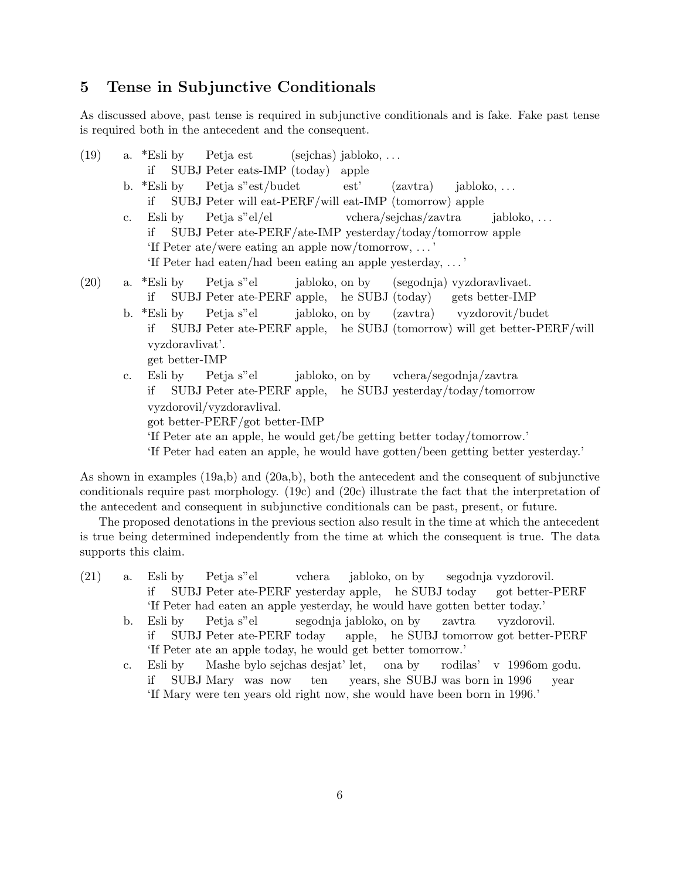## 5 Tense in Subjunctive Conditionals

As discussed above, past tense is required in subjunctive conditionals and is fake. Fake past tense is required both in the antecedent and the consequent.

(19)

a. *Esli by Petja est (sejchas) jabloko, ...
   if SUBJ Peter eats-IMP (today) apple

b. *Esli by Petja s"est/budet est' (zavtra) jabloko, ...
   if SUBJ Peter will eat-PERF/will eat-IMP (tomorrow) apple

c. Esli by Petja s"el/el vchera/sejchas/zavtra jabloko, ...
   if SUBJ Peter ate-PERF/ate-IMP yesterday/today/tomorrow apple
   'If Peter ate/were eating an apple now/tomorrow, ...'
   'If Peter had eaten/had been eating an apple yesterday, ...'

(20)

a. *Esli by Petja s"el jabloko, on by (segodnja) vyzdoravlivaet.
   if SUBJ Peter ate-PERF apple, he SUBJ (today) gets better-IMP

b. *Esli by Petja s"el jabloko, on by (zavtra) vyzdorovit/budet vyzdoravlivat'.
   if SUBJ Peter ate-PERF apple, he SUBJ (tomorrow) will get better-PERF/will get better-IMP

c. Esli by Petja s"el jabloko, on by vchera/segodnja/zavtra vyzdorovil/vyzdoravlival.
   if SUBJ Peter ate-PERF apple, he SUBJ yesterday/today/tomorrow got better-PERF/got better-IMP
   'If Peter ate an apple, he would get/be getting better today/tomorrow.'
   'If Peter had eaten an apple, he would have gotten/been getting better yesterday.'

As shown in examples (19a,b) and (20a,b), both the antecedent and the consequent of subjunctive conditionals require past morphology. (19c) and (20c) illustrate the fact that the interpretation of the antecedent and consequent in subjunctive conditionals can be past, present, or future.

The proposed denotations in the previous section also result in the time at which the antecedent is true being determined independently from the time at which the consequent is true. The data supports this claim.

(21)

a. Esli by Petja s"el vchera jabloko, on by segodnja vyzdorovil.
   if SUBJ Peter ate-PERF yesterday apple, he SUBJ today got better-PERF
   'If Peter had eaten an apple yesterday, he would have gotten better today.'

b. Esli by Petja s"el segodnja jabloko, on by zavtra vyzdorovil.
   if SUBJ Peter ate-PERF today apple, he SUBJ tomorrow got better-PERF
   'If Peter ate an apple today, he would get better tomorrow.'

c. Esli by Mashe bylo sejchas desjat' let, ona by rodilas' v 1996om godu.
   if SUBJ Mary was now ten years, she SUBJ was born in 1996 year
   'If Mary were ten years old right now, she would have been born in 1996.'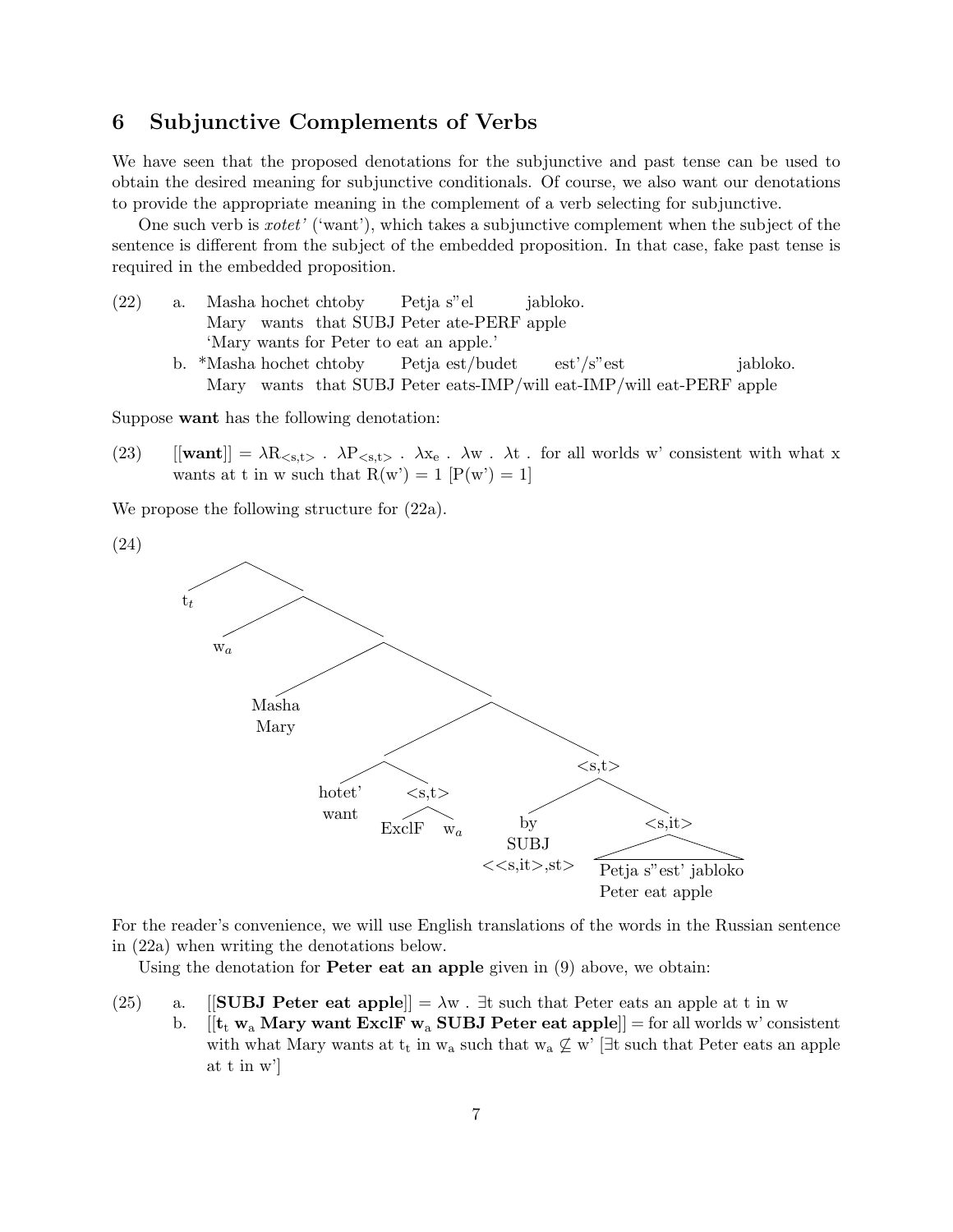## 6 Subjunctive Complements of Verbs

We have seen that the proposed denotations for the subjunctive and past tense can be used to obtain the desired meaning for subjunctive conditionals. Of course, we also want our denotations to provide the appropriate meaning in the complement of a verb selecting for subjunctive.

One such verb is *xotet'* ('want'), which takes a subjunctive complement when the subject of the sentence is different from the subject of the embedded proposition. In that case, fake past tense is required in the embedded proposition.

(22) a. Masha hochet chtoby Petja s"el jabloko.
 Mary wants that SUBJ Peter ate-PERF apple
 'Mary wants for Peter to eat an apple.'

 b. *Masha hochet chtoby Petja est/budet est'/s"est jabloko.
 Mary wants that SUBJ Peter eats-IMP/will eat-IMP/will eat-PERF apple

Suppose **want** has the following denotation:

(23) [[**want**]] = $\lambda R_{<s,t>}$ . $\lambda P_{<s,t>}$ . $\lambda x_e$ . $\lambda w$ . $\lambda t$ . for all worlds w' consistent with what x wants at t in w such that R(w') = 1 [P(w') = 1]

We propose the following structure for (22a).

(24)

```
[ t_t [ w_a [ Masha/Mary [ [ hotet'/want [<s,t> ExclF w_a ] ] [<s,t> by/SUBJ <<s,it>,st> [<s,it> Petja s"est' jabloko / Peter eat apple ] ] ] ] ]
```

For the reader's convenience, we will use English translations of the words in the Russian sentence in (22a) when writing the denotations below.

Using the denotation for **Peter eat an apple** given in (9) above, we obtain:

(25) a. [[**SUBJ Peter eat apple**]] = $\lambda$w . $\exists$t such that Peter eats an apple at t in w

 b. [[$\mathbf{t_t}$ $\mathbf{w_a}$ **Mary want ExclF** $\mathbf{w_a}$ **SUBJ Peter eat apple**]] = for all worlds w' consistent with what Mary wants at $t_t$ in $w_a$ such that $w_a \not\subseteq$ w' [$\exists$t such that Peter eats an apple at t in w']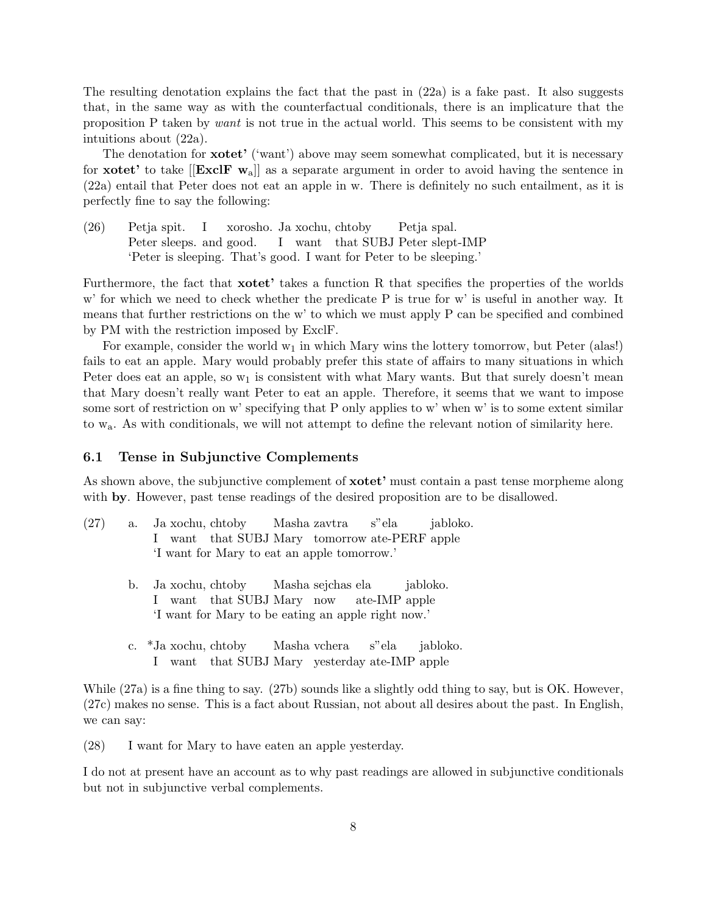The resulting denotation explains the fact that the past in (22a) is a fake past. It also suggests that, in the same way as with the counterfactual conditionals, there is an implicature that the proposition P taken by *want* is not true in the actual world. This seems to be consistent with my intuitions about (22a).

The denotation for **xotet'** ('want') above may seem somewhat complicated, but it is necessary for **xotet'** to take [[**ExclF** $w_a$]] as a separate argument in order to avoid having the sentence in (22a) entail that Peter does not eat an apple in w. There is definitely no such entailment, as it is perfectly fine to say the following:

(26) Petja spit. I xorosho. Ja xochu, chtoby Petja spal.
Peter sleeps. and good. I want that SUBJ Peter slept-IMP
'Peter is sleeping. That's good. I want for Peter to be sleeping.'

Furthermore, the fact that **xotet'** takes a function R that specifies the properties of the worlds w' for which we need to check whether the predicate P is true for w' is useful in another way. It means that further restrictions on the w' to which we must apply P can be specified and combined by PM with the restriction imposed by ExclF.

For example, consider the world $w_1$ in which Mary wins the lottery tomorrow, but Peter (alas!) fails to eat an apple. Mary would probably prefer this state of affairs to many situations in which Peter does eat an apple, so $w_1$ is consistent with what Mary wants. But that surely doesn't mean that Mary doesn't really want Peter to eat an apple. Therefore, it seems that we want to impose some sort of restriction on w' specifying that P only applies to w' when w' is to some extent similar to $w_a$. As with conditionals, we will not attempt to define the relevant notion of similarity here.

### 6.1 Tense in Subjunctive Complements

As shown above, the subjunctive complement of **xotet'** must contain a past tense morpheme along with **by**. However, past tense readings of the desired proposition are to be disallowed.

(27) a. Ja xochu, chtoby Masha zavtra s"ela jabloko.
I want that SUBJ Mary tomorrow ate-PERF apple
'I want for Mary to eat an apple tomorrow.'

b. Ja xochu, chtoby Masha sejchas ela jabloko.
I want that SUBJ Mary now ate-IMP apple
'I want for Mary to be eating an apple right now.'

c. *Ja xochu, chtoby Masha vchera s"ela jabloko.
I want that SUBJ Mary yesterday ate-IMP apple

While (27a) is a fine thing to say. (27b) sounds like a slightly odd thing to say, but is OK. However, (27c) makes no sense. This is a fact about Russian, not about all desires about the past. In English, we can say:

(28) I want for Mary to have eaten an apple yesterday.

I do not at present have an account as to why past readings are allowed in subjunctive conditionals but not in subjunctive verbal complements.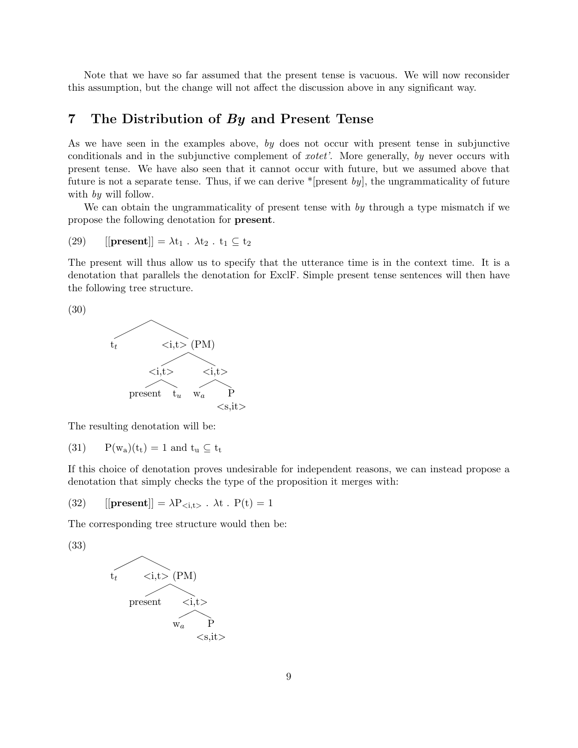Note that we have so far assumed that the present tense is vacuous. We will now reconsider this assumption, but the change will not affect the discussion above in any significant way.

## 7 The Distribution of *By* and Present Tense

As we have seen in the examples above, *by* does not occur with present tense in subjunctive conditionals and in the subjunctive complement of *xotet'*. More generally, *by* never occurs with present tense. We have also seen that it cannot occur with future, but we assumed above that future is not a separate tense. Thus, if we can derive *[present *by*], the ungrammaticality of future with *by* will follow.

We can obtain the ungrammaticality of present tense with *by* through a type mismatch if we propose the following denotation for **present**.

(29) $[[\textbf{present}]] = \lambda t_1 \,.\, \lambda t_2 \,.\, t_1 \subseteq t_2$

The present will thus allow us to specify that the utterance time is in the context time. It is a denotation that parallels the denotation for ExclF. Simple present tense sentences will then have the following tree structure.

(30)

```
        /\
      t_t   <i,t> (PM)
             /        \
         <i,t>        <i,t>
         /   \        /   \
   present   t_u    w_a    P
                         <s,it>
```

The resulting denotation will be:

(31) $P(w_a)(t_t) = 1$ and $t_u \subseteq t_t$

If this choice of denotation proves undesirable for independent reasons, we can instead propose a denotation that simply checks the type of the proposition it merges with:

(32) $[[\textbf{present}]] = \lambda P_{<i,t>} \,.\, \lambda t \,.\, P(t) = 1$

The corresponding tree structure would then be:

(33)

```
        /\
      t_t   <i,t> (PM)
             /      \
       present     <i,t>
                   /   \
                 w_a    P
                      <s,it>
```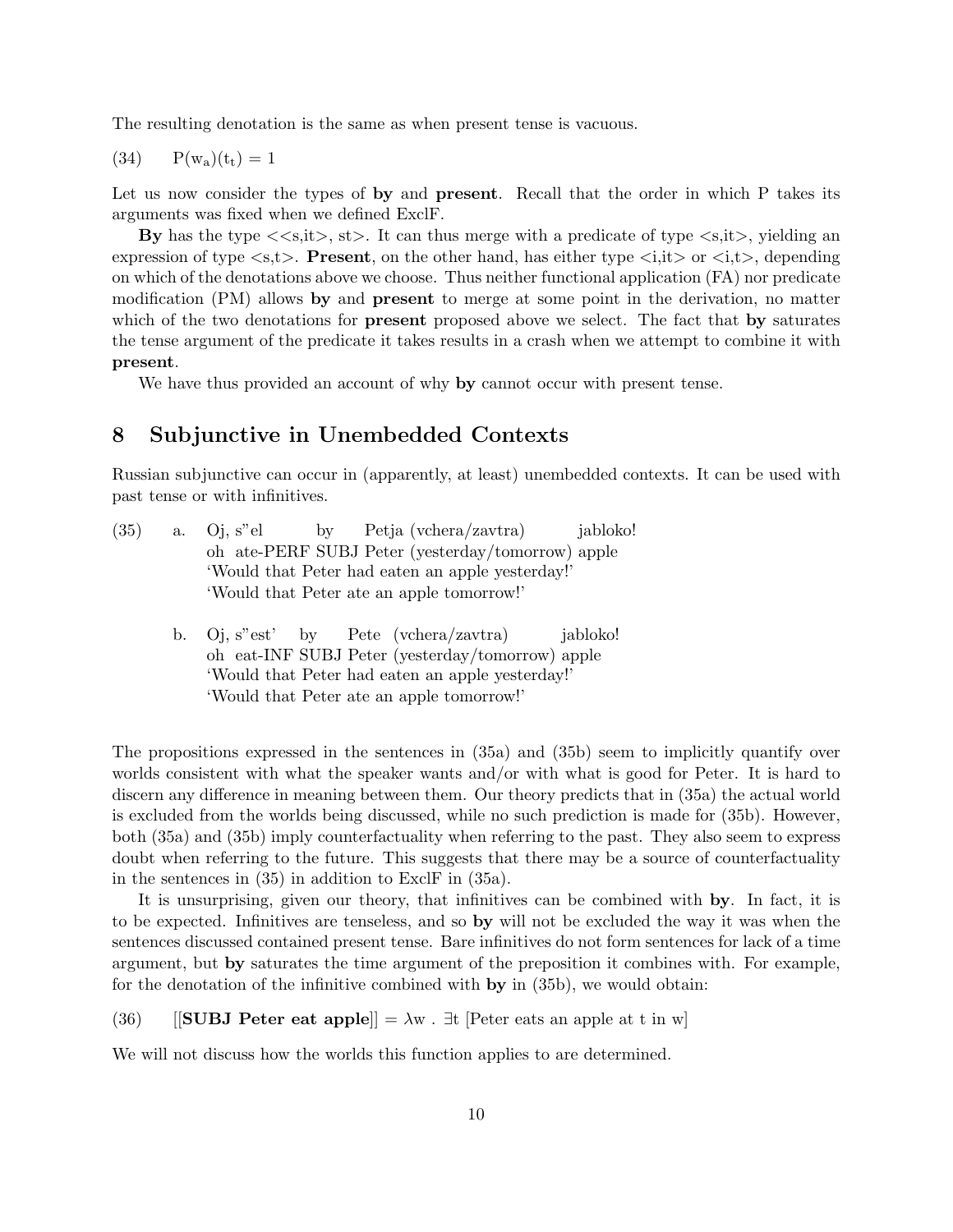The resulting denotation is the same as when present tense is vacuous.

(34) $P(w_a)(t_t) = 1$

Let us now consider the types of **by** and **present**. Recall that the order in which P takes its arguments was fixed when we defined ExclF.

**By** has the type <<s,it>, st>. It can thus merge with a predicate of type <s,it>, yielding an expression of type <s,t>. **Present**, on the other hand, has either type <i,it> or <i,t>, depending on which of the denotations above we choose. Thus neither functional application (FA) nor predicate modification (PM) allows **by** and **present** to merge at some point in the derivation, no matter which of the two denotations for **present** proposed above we select. The fact that **by** saturates the tense argument of the predicate it takes results in a crash when we attempt to combine it with **present**.

We have thus provided an account of why **by** cannot occur with present tense.

## 8 Subjunctive in Unembedded Contexts

Russian subjunctive can occur in (apparently, at least) unembedded contexts. It can be used with past tense or with infinitives.

(35) a. Oj, s"el by Petja (vchera/zavtra) jabloko!
oh ate-PERF SUBJ Peter (yesterday/tomorrow) apple
'Would that Peter had eaten an apple yesterday!'
'Would that Peter ate an apple tomorrow!'

b. Oj, s"est' by Pete (vchera/zavtra) jabloko!
oh eat-INF SUBJ Peter (yesterday/tomorrow) apple
'Would that Peter had eaten an apple yesterday!'
'Would that Peter ate an apple tomorrow!'

The propositions expressed in the sentences in (35a) and (35b) seem to implicitly quantify over worlds consistent with what the speaker wants and/or with what is good for Peter. It is hard to discern any difference in meaning between them. Our theory predicts that in (35a) the actual world is excluded from the worlds being discussed, while no such prediction is made for (35b). However, both (35a) and (35b) imply counterfactuality when referring to the past. They also seem to express doubt when referring to the future. This suggests that there may be a source of counterfactuality in the sentences in (35) in addition to ExclF in (35a).

It is unsurprising, given our theory, that infinitives can be combined with **by**. In fact, it is to be expected. Infinitives are tenseless, and so **by** will not be excluded the way it was when the sentences discussed contained present tense. Bare infinitives do not form sentences for lack of a time argument, but **by** saturates the time argument of the preposition it combines with. For example, for the denotation of the infinitive combined with **by** in (35b), we would obtain:

(36) [[**SUBJ Peter eat apple**]] = $\lambda w \,.\, \exists t$ [Peter eats an apple at t in w]

We will not discuss how the worlds this function applies to are determined.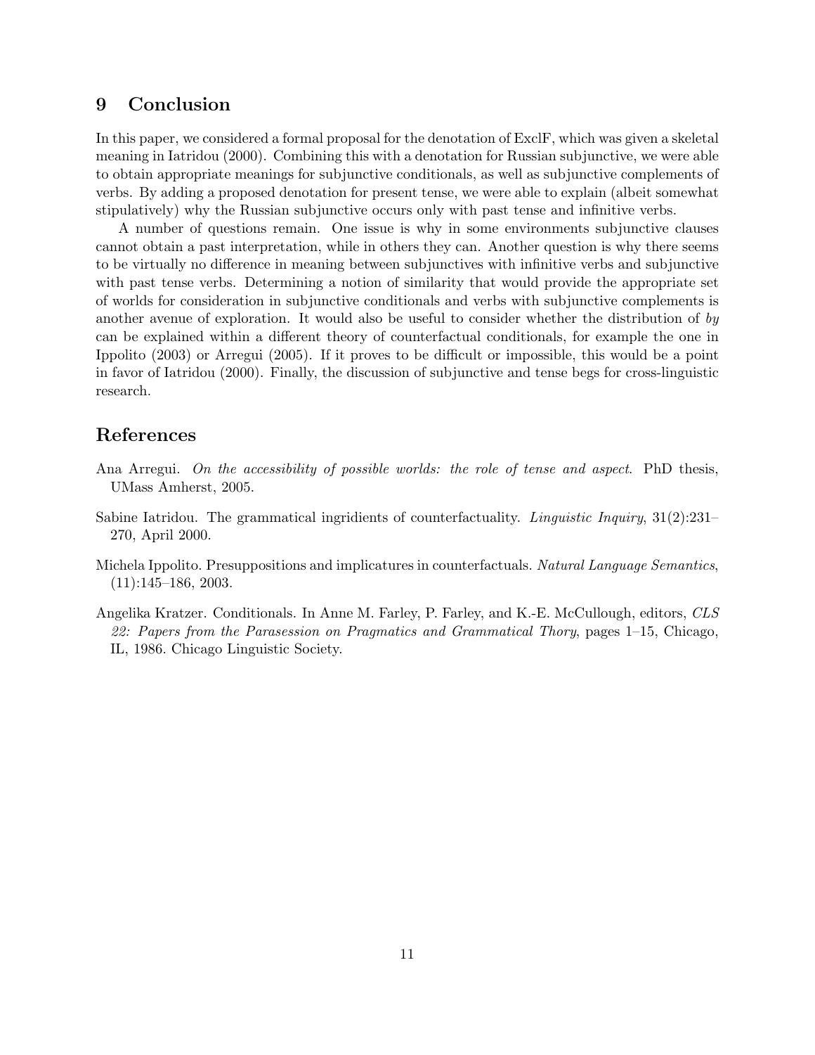## 9 Conclusion

In this paper, we considered a formal proposal for the denotation of ExclF, which was given a skeletal meaning in Iatridou (2000). Combining this with a denotation for Russian subjunctive, we were able to obtain appropriate meanings for subjunctive conditionals, as well as subjunctive complements of verbs. By adding a proposed denotation for present tense, we were able to explain (albeit somewhat stipulatively) why the Russian subjunctive occurs only with past tense and infinitive verbs.

A number of questions remain. One issue is why in some environments subjunctive clauses cannot obtain a past interpretation, while in others they can. Another question is why there seems to be virtually no difference in meaning between subjunctives with infinitive verbs and subjunctive with past tense verbs. Determining a notion of similarity that would provide the appropriate set of worlds for consideration in subjunctive conditionals and verbs with subjunctive complements is another avenue of exploration. It would also be useful to consider whether the distribution of *by* can be explained within a different theory of counterfactual conditionals, for example the one in Ippolito (2003) or Arregui (2005). If it proves to be difficult or impossible, this would be a point in favor of Iatridou (2000). Finally, the discussion of subjunctive and tense begs for cross-linguistic research.

## References

Ana Arregui. *On the accessibility of possible worlds: the role of tense and aspect*. PhD thesis, UMass Amherst, 2005.

Sabine Iatridou. The grammatical ingridients of counterfactuality. *Linguistic Inquiry*, 31(2):231–270, April 2000.

Michela Ippolito. Presuppositions and implicatures in counterfactuals. *Natural Language Semantics*, (11):145–186, 2003.

Angelika Kratzer. Conditionals. In Anne M. Farley, P. Farley, and K.-E. McCullough, editors, *CLS 22: Papers from the Parasession on Pragmatics and Grammatical Thory*, pages 1–15, Chicago, IL, 1986. Chicago Linguistic Society.